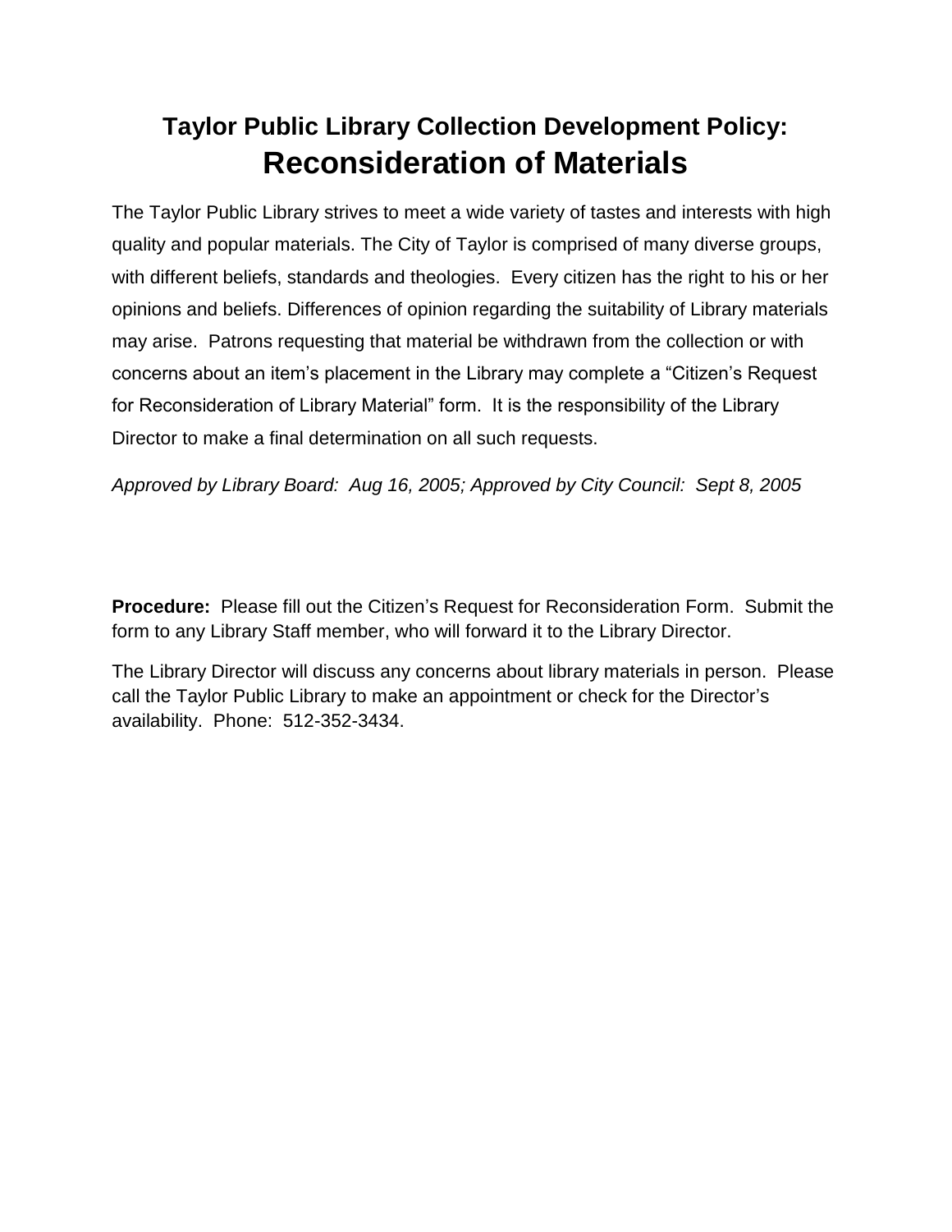# Taylor Public Library Collection Development Policy:
# Reconsideration of Materials

The Taylor Public Library strives to meet a wide variety of tastes and interests with high quality and popular materials. The City of Taylor is comprised of many diverse groups, with different beliefs, standards and theologies. Every citizen has the right to his or her opinions and beliefs. Differences of opinion regarding the suitability of Library materials may arise. Patrons requesting that material be withdrawn from the collection or with concerns about an item's placement in the Library may complete a "Citizen's Request for Reconsideration of Library Material" form. It is the responsibility of the Library Director to make a final determination on all such requests.

*Approved by Library Board: Aug 16, 2005; Approved by City Council: Sept 8, 2005*

**Procedure:** Please fill out the Citizen's Request for Reconsideration Form. Submit the form to any Library Staff member, who will forward it to the Library Director.

The Library Director will discuss any concerns about library materials in person. Please call the Taylor Public Library to make an appointment or check for the Director's availability. Phone: 512-352-3434.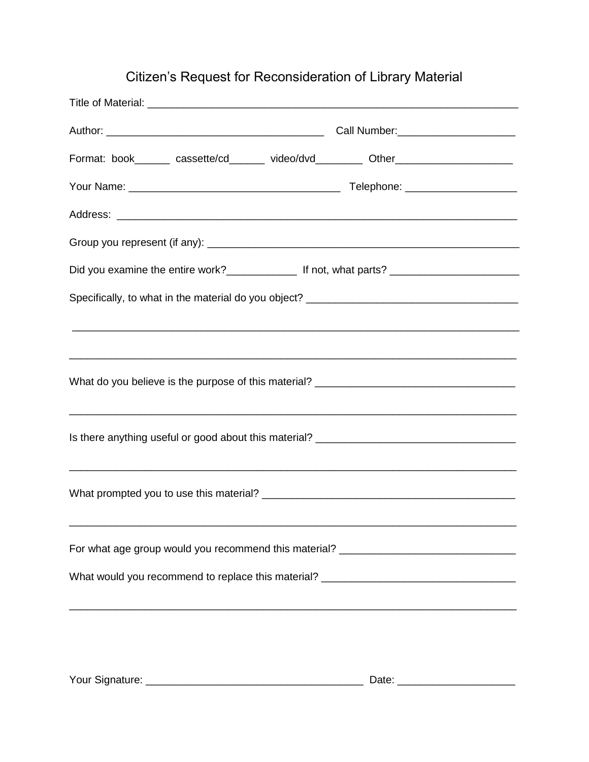# Citizen's Request for Reconsideration of Library Material

Title of Material: ______________________________________________________________

Author: ____________________________________ Call Number:___________________

Format: book______ cassette/cd______ video/dvd________ Other___________________

Your Name: ___________________________________ Telephone: __________________

Address: ______________________________________________________________

Group you represent (if any): ___________________________________________________

Did you examine the entire work?____________ If not, what parts? _____________________

Specifically, to what in the material do you object? ___________________________________

__________________________________________________________________________

__________________________________________________________________________

What do you believe is the purpose of this material? _________________________________

__________________________________________________________________________

Is there anything useful or good about this material? _________________________________

__________________________________________________________________________

What prompted you to use this material? ___________________________________________

__________________________________________________________________________

For what age group would you recommend this material? _____________________________

What would you recommend to replace this material? ________________________________

__________________________________________________________________________

Your Signature: ____________________________________ Date: ___________________